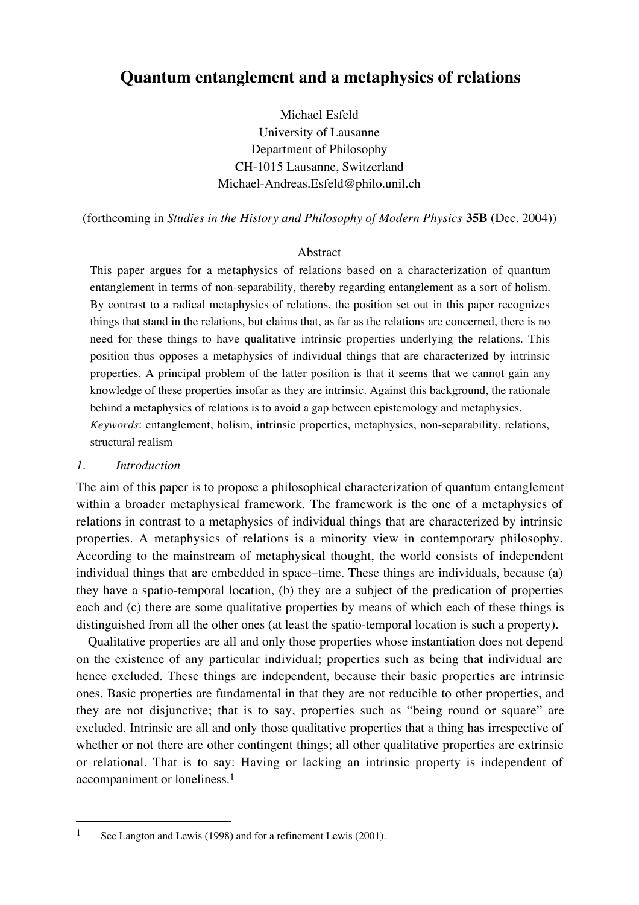# Quantum entanglement and a metaphysics of relations

Michael Esfeld
University of Lausanne
Department of Philosophy
CH-1015 Lausanne, Switzerland
Michael-Andreas.Esfeld@philo.unil.ch

(forthcoming in *Studies in the History and Philosophy of Modern Physics* **35B** (Dec. 2004))

## Abstract

This paper argues for a metaphysics of relations based on a characterization of quantum entanglement in terms of non-separability, thereby regarding entanglement as a sort of holism. By contrast to a radical metaphysics of relations, the position set out in this paper recognizes things that stand in the relations, but claims that, as far as the relations are concerned, there is no need for these things to have qualitative intrinsic properties underlying the relations. This position thus opposes a metaphysics of individual things that are characterized by intrinsic properties. A principal problem of the latter position is that it seems that we cannot gain any knowledge of these properties insofar as they are intrinsic. Against this background, the rationale behind a metaphysics of relations is to avoid a gap between epistemology and metaphysics.

*Keywords*: entanglement, holism, intrinsic properties, metaphysics, non-separability, relations, structural realism

## *1. Introduction*

The aim of this paper is to propose a philosophical characterization of quantum entanglement within a broader metaphysical framework. The framework is the one of a metaphysics of relations in contrast to a metaphysics of individual things that are characterized by intrinsic properties. A metaphysics of relations is a minority view in contemporary philosophy. According to the mainstream of metaphysical thought, the world consists of independent individual things that are embedded in space–time. These things are individuals, because (a) they have a spatio-temporal location, (b) they are a subject of the predication of properties each and (c) there are some qualitative properties by means of which each of these things is distinguished from all the other ones (at least the spatio-temporal location is such a property).

Qualitative properties are all and only those properties whose instantiation does not depend on the existence of any particular individual; properties such as being that individual are hence excluded. These things are independent, because their basic properties are intrinsic ones. Basic properties are fundamental in that they are not reducible to other properties, and they are not disjunctive; that is to say, properties such as "being round or square" are excluded. Intrinsic are all and only those qualitative properties that a thing has irrespective of whether or not there are other contingent things; all other qualitative properties are extrinsic or relational. That is to say: Having or lacking an intrinsic property is independent of accompaniment or loneliness.[1]

---

[1] See Langton and Lewis (1998) and for a refinement Lewis (2001).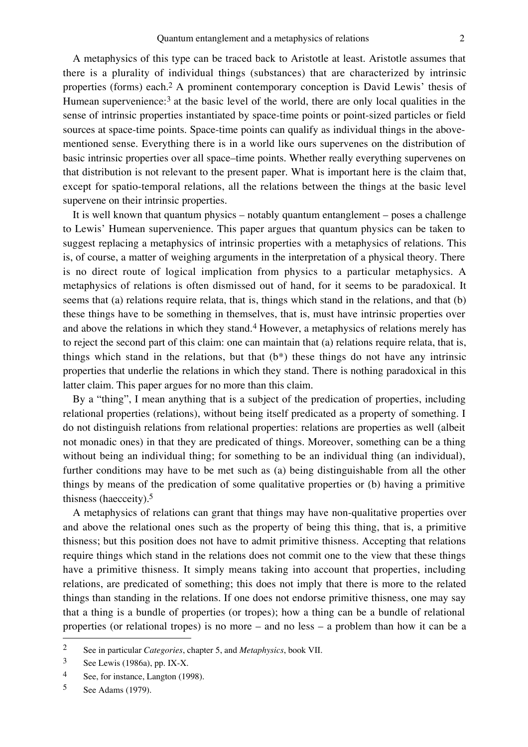A metaphysics of this type can be traced back to Aristotle at least. Aristotle assumes that there is a plurality of individual things (substances) that are characterized by intrinsic properties (forms) each.[2] A prominent contemporary conception is David Lewis' thesis of Humean supervenience:[3] at the basic level of the world, there are only local qualities in the sense of intrinsic properties instantiated by space-time points or point-sized particles or field sources at space-time points. Space-time points can qualify as individual things in the above-mentioned sense. Everything there is in a world like ours supervenes on the distribution of basic intrinsic properties over all space–time points. Whether really everything supervenes on that distribution is not relevant to the present paper. What is important here is the claim that, except for spatio-temporal relations, all the relations between the things at the basic level supervene on their intrinsic properties.

It is well known that quantum physics – notably quantum entanglement – poses a challenge to Lewis' Humean supervenience. This paper argues that quantum physics can be taken to suggest replacing a metaphysics of intrinsic properties with a metaphysics of relations. This is, of course, a matter of weighing arguments in the interpretation of a physical theory. There is no direct route of logical implication from physics to a particular metaphysics. A metaphysics of relations is often dismissed out of hand, for it seems to be paradoxical. It seems that (a) relations require relata, that is, things which stand in the relations, and that (b) these things have to be something in themselves, that is, must have intrinsic properties over and above the relations in which they stand.[4] However, a metaphysics of relations merely has to reject the second part of this claim: one can maintain that (a) relations require relata, that is, things which stand in the relations, but that (b*) these things do not have any intrinsic properties that underlie the relations in which they stand. There is nothing paradoxical in this latter claim. This paper argues for no more than this claim.

By a "thing", I mean anything that is a subject of the predication of properties, including relational properties (relations), without being itself predicated as a property of something. I do not distinguish relations from relational properties: relations are properties as well (albeit not monadic ones) in that they are predicated of things. Moreover, something can be a thing without being an individual thing; for something to be an individual thing (an individual), further conditions may have to be met such as (a) being distinguishable from all the other things by means of the predication of some qualitative properties or (b) having a primitive thisness (haecceity).[5]

A metaphysics of relations can grant that things may have non-qualitative properties over and above the relational ones such as the property of being this thing, that is, a primitive thisness; but this position does not have to admit primitive thisness. Accepting that relations require things which stand in the relations does not commit one to the view that these things have a primitive thisness. It simply means taking into account that properties, including relations, are predicated of something; this does not imply that there is more to the related things than standing in the relations. If one does not endorse primitive thisness, one may say that a thing is a bundle of properties (or tropes); how a thing can be a bundle of relational properties (or relational tropes) is no more – and no less – a problem than how it can be a

[2] See in particular *Categories*, chapter 5, and *Metaphysics*, book VII.

[3] See Lewis (1986a), pp. IX-X.

[4] See, for instance, Langton (1998).

[5] See Adams (1979).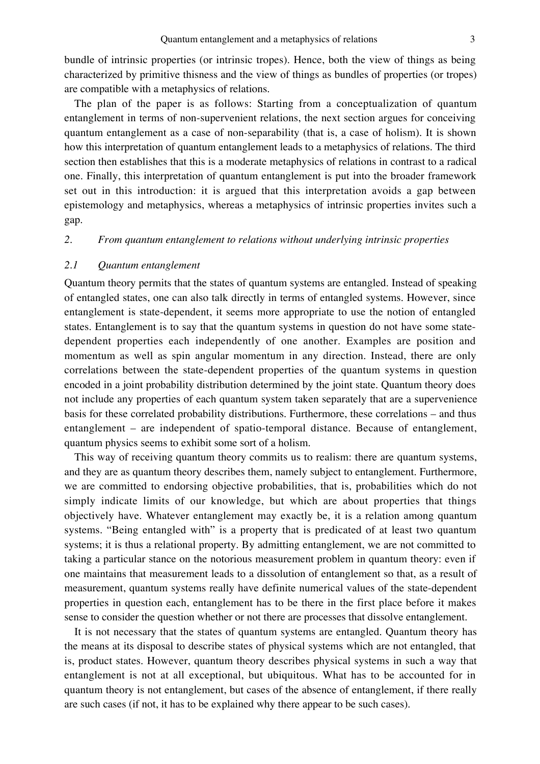bundle of intrinsic properties (or intrinsic tropes). Hence, both the view of things as being characterized by primitive thisness and the view of things as bundles of properties (or tropes) are compatible with a metaphysics of relations.

The plan of the paper is as follows: Starting from a conceptualization of quantum entanglement in terms of non-supervenient relations, the next section argues for conceiving quantum entanglement as a case of non-separability (that is, a case of holism). It is shown how this interpretation of quantum entanglement leads to a metaphysics of relations. The third section then establishes that this is a moderate metaphysics of relations in contrast to a radical one. Finally, this interpretation of quantum entanglement is put into the broader framework set out in this introduction: it is argued that this interpretation avoids a gap between epistemology and metaphysics, whereas a metaphysics of intrinsic properties invites such a gap.

## 2. *From quantum entanglement to relations without underlying intrinsic properties*

### 2.1 *Quantum entanglement*

Quantum theory permits that the states of quantum systems are entangled. Instead of speaking of entangled states, one can also talk directly in terms of entangled systems. However, since entanglement is state-dependent, it seems more appropriate to use the notion of entangled states. Entanglement is to say that the quantum systems in question do not have some state-dependent properties each independently of one another. Examples are position and momentum as well as spin angular momentum in any direction. Instead, there are only correlations between the state-dependent properties of the quantum systems in question encoded in a joint probability distribution determined by the joint state. Quantum theory does not include any properties of each quantum system taken separately that are a supervenience basis for these correlated probability distributions. Furthermore, these correlations – and thus entanglement – are independent of spatio-temporal distance. Because of entanglement, quantum physics seems to exhibit some sort of a holism.

This way of receiving quantum theory commits us to realism: there are quantum systems, and they are as quantum theory describes them, namely subject to entanglement. Furthermore, we are committed to endorsing objective probabilities, that is, probabilities which do not simply indicate limits of our knowledge, but which are about properties that things objectively have. Whatever entanglement may exactly be, it is a relation among quantum systems. "Being entangled with" is a property that is predicated of at least two quantum systems; it is thus a relational property. By admitting entanglement, we are not committed to taking a particular stance on the notorious measurement problem in quantum theory: even if one maintains that measurement leads to a dissolution of entanglement so that, as a result of measurement, quantum systems really have definite numerical values of the state-dependent properties in question each, entanglement has to be there in the first place before it makes sense to consider the question whether or not there are processes that dissolve entanglement.

It is not necessary that the states of quantum systems are entangled. Quantum theory has the means at its disposal to describe states of physical systems which are not entangled, that is, product states. However, quantum theory describes physical systems in such a way that entanglement is not at all exceptional, but ubiquitous. What has to be accounted for in quantum theory is not entanglement, but cases of the absence of entanglement, if there really are such cases (if not, it has to be explained why there appear to be such cases).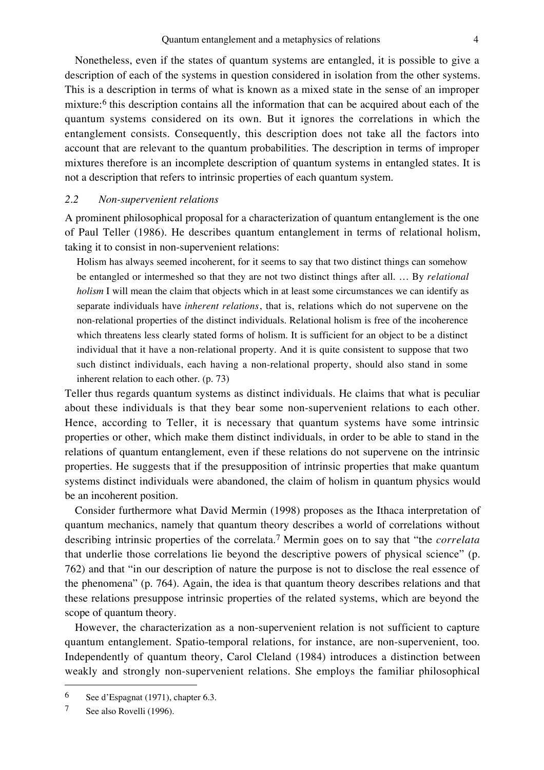Nonetheless, even if the states of quantum systems are entangled, it is possible to give a description of each of the systems in question considered in isolation from the other systems. This is a description in terms of what is known as a mixed state in the sense of an improper mixture:[6] this description contains all the information that can be acquired about each of the quantum systems considered on its own. But it ignores the correlations in which the entanglement consists. Consequently, this description does not take all the factors into account that are relevant to the quantum probabilities. The description in terms of improper mixtures therefore is an incomplete description of quantum systems in entangled states. It is not a description that refers to intrinsic properties of each quantum system.

### *2.2 Non-supervenient relations*

A prominent philosophical proposal for a characterization of quantum entanglement is the one of Paul Teller (1986). He describes quantum entanglement in terms of relational holism, taking it to consist in non-supervenient relations:

> Holism has always seemed incoherent, for it seems to say that two distinct things can somehow be entangled or intermeshed so that they are not two distinct things after all. … By *relational holism* I will mean the claim that objects which in at least some circumstances we can identify as separate individuals have *inherent relations*, that is, relations which do not supervene on the non-relational properties of the distinct individuals. Relational holism is free of the incoherence which threatens less clearly stated forms of holism. It is sufficient for an object to be a distinct individual that it have a non-relational property. And it is quite consistent to suppose that two such distinct individuals, each having a non-relational property, should also stand in some inherent relation to each other. (p. 73)

Teller thus regards quantum systems as distinct individuals. He claims that what is peculiar about these individuals is that they bear some non-supervenient relations to each other. Hence, according to Teller, it is necessary that quantum systems have some intrinsic properties or other, which make them distinct individuals, in order to be able to stand in the relations of quantum entanglement, even if these relations do not supervene on the intrinsic properties. He suggests that if the presupposition of intrinsic properties that make quantum systems distinct individuals were abandoned, the claim of holism in quantum physics would be an incoherent position.

Consider furthermore what David Mermin (1998) proposes as the Ithaca interpretation of quantum mechanics, namely that quantum theory describes a world of correlations without describing intrinsic properties of the correlata.[7] Mermin goes on to say that "the *correlata* that underlie those correlations lie beyond the descriptive powers of physical science" (p. 762) and that "in our description of nature the purpose is not to disclose the real essence of the phenomena" (p. 764). Again, the idea is that quantum theory describes relations and that these relations presuppose intrinsic properties of the related systems, which are beyond the scope of quantum theory.

However, the characterization as a non-supervenient relation is not sufficient to capture quantum entanglement. Spatio-temporal relations, for instance, are non-supervenient, too. Independently of quantum theory, Carol Cleland (1984) introduces a distinction between weakly and strongly non-supervenient relations. She employs the familiar philosophical

---

[6] See d'Espagnat (1971), chapter 6.3.

[7] See also Rovelli (1996).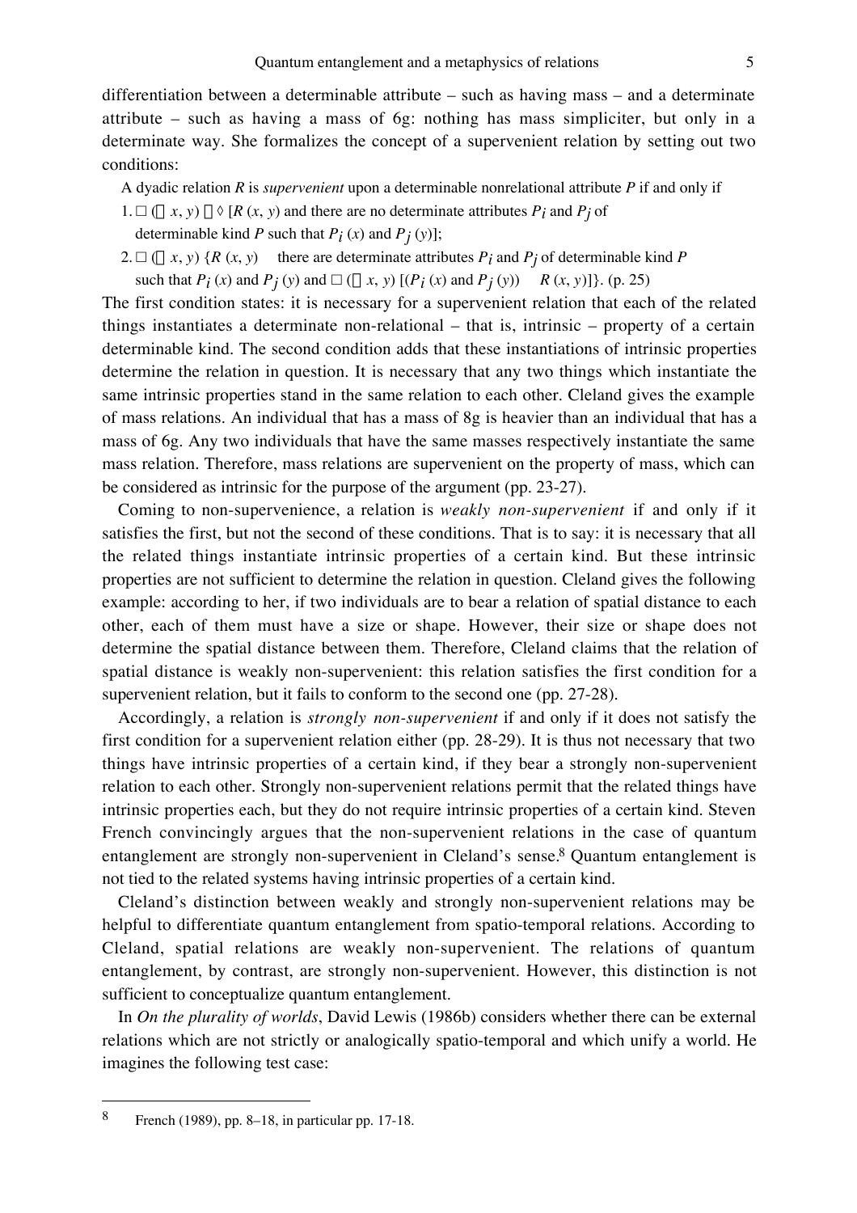differentiation between a determinable attribute – such as having mass – and a determinate attribute – such as having a mass of 6g: nothing has mass simpliciter, but only in a determinate way. She formalizes the concept of a supervenient relation by setting out two conditions:

> A dyadic relation $R$ is *supervenient* upon a determinable nonrelational attribute $P$ if and only if
>
> 1. $\Box\,(\forall x, y)\ \neg\Diamond\,[R(x, y)$ and there are no determinate attributes $P_i$ and $P_j$ of determinable kind $P$ such that $P_i(x)$ and $P_j(y)]$;
> 2. $\Box\,(\forall x, y)\ \{R(x, y) \rightarrow$ there are determinate attributes $P_i$ and $P_j$ of determinable kind $P$ such that $P_i(x)$ and $P_j(y)$ and $\Box\,(\forall x, y)\,[(P_i(x)$ and $P_j(y)) \rightarrow R(x, y)]\}$. (p. 25)

The first condition states: it is necessary for a supervenient relation that each of the related things instantiates a determinate non-relational – that is, intrinsic – property of a certain determinable kind. The second condition adds that these instantiations of intrinsic properties determine the relation in question. It is necessary that any two things which instantiate the same intrinsic properties stand in the same relation to each other. Cleland gives the example of mass relations. An individual that has a mass of 8g is heavier than an individual that has a mass of 6g. Any two individuals that have the same masses respectively instantiate the same mass relation. Therefore, mass relations are supervenient on the property of mass, which can be considered as intrinsic for the purpose of the argument (pp. 23-27).

Coming to non-supervenience, a relation is *weakly non-supervenient* if and only if it satisfies the first, but not the second of these conditions. That is to say: it is necessary that all the related things instantiate intrinsic properties of a certain kind. But these intrinsic properties are not sufficient to determine the relation in question. Cleland gives the following example: according to her, if two individuals are to bear a relation of spatial distance to each other, each of them must have a size or shape. However, their size or shape does not determine the spatial distance between them. Therefore, Cleland claims that the relation of spatial distance is weakly non-supervenient: this relation satisfies the first condition for a supervenient relation, but it fails to conform to the second one (pp. 27-28).

Accordingly, a relation is *strongly non-supervenient* if and only if it does not satisfy the first condition for a supervenient relation either (pp. 28-29). It is thus not necessary that two things have intrinsic properties of a certain kind, if they bear a strongly non-supervenient relation to each other. Strongly non-supervenient relations permit that the related things have intrinsic properties each, but they do not require intrinsic properties of a certain kind. Steven French convincingly argues that the non-supervenient relations in the case of quantum entanglement are strongly non-supervenient in Cleland's sense.[8] Quantum entanglement is not tied to the related systems having intrinsic properties of a certain kind.

Cleland's distinction between weakly and strongly non-supervenient relations may be helpful to differentiate quantum entanglement from spatio-temporal relations. According to Cleland, spatial relations are weakly non-supervenient. The relations of quantum entanglement, by contrast, are strongly non-supervenient. However, this distinction is not sufficient to conceptualize quantum entanglement.

In *On the plurality of worlds*, David Lewis (1986b) considers whether there can be external relations which are not strictly or analogically spatio-temporal and which unify a world. He imagines the following test case:

---

[8] French (1989), pp. 8–18, in particular pp. 17-18.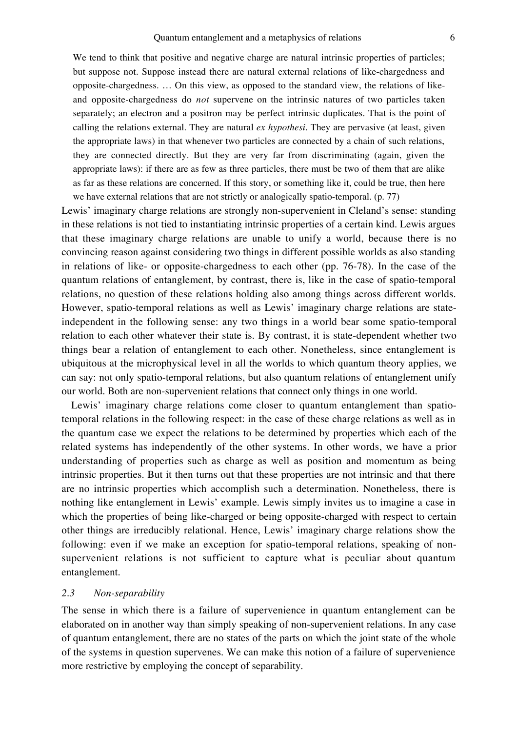> We tend to think that positive and negative charge are natural intrinsic properties of particles; but suppose not. Suppose instead there are natural external relations of like-chargedness and opposite-chargedness. … On this view, as opposed to the standard view, the relations of like- and opposite-chargedness do *not* supervene on the intrinsic natures of two particles taken separately; an electron and a positron may be perfect intrinsic duplicates. That is the point of calling the relations external. They are natural *ex hypothesi*. They are pervasive (at least, given the appropriate laws) in that whenever two particles are connected by a chain of such relations, they are connected directly. But they are very far from discriminating (again, given the appropriate laws): if there are as few as three particles, there must be two of them that are alike as far as these relations are concerned. If this story, or something like it, could be true, then here we have external relations that are not strictly or analogically spatio-temporal. (p. 77)

Lewis' imaginary charge relations are strongly non-supervenient in Cleland's sense: standing in these relations is not tied to instantiating intrinsic properties of a certain kind. Lewis argues that these imaginary charge relations are unable to unify a world, because there is no convincing reason against considering two things in different possible worlds as also standing in relations of like- or opposite-chargedness to each other (pp. 76-78). In the case of the quantum relations of entanglement, by contrast, there is, like in the case of spatio-temporal relations, no question of these relations holding also among things across different worlds. However, spatio-temporal relations as well as Lewis' imaginary charge relations are state-independent in the following sense: any two things in a world bear some spatio-temporal relation to each other whatever their state is. By contrast, it is state-dependent whether two things bear a relation of entanglement to each other. Nonetheless, since entanglement is ubiquitous at the microphysical level in all the worlds to which quantum theory applies, we can say: not only spatio-temporal relations, but also quantum relations of entanglement unify our world. Both are non-supervenient relations that connect only things in one world.

Lewis' imaginary charge relations come closer to quantum entanglement than spatio-temporal relations in the following respect: in the case of these charge relations as well as in the quantum case we expect the relations to be determined by properties which each of the related systems has independently of the other systems. In other words, we have a prior understanding of properties such as charge as well as position and momentum as being intrinsic properties. But it then turns out that these properties are not intrinsic and that there are no intrinsic properties which accomplish such a determination. Nonetheless, there is nothing like entanglement in Lewis' example. Lewis simply invites us to imagine a case in which the properties of being like-charged or being opposite-charged with respect to certain other things are irreducibly relational. Hence, Lewis' imaginary charge relations show the following: even if we make an exception for spatio-temporal relations, speaking of non-supervenient relations is not sufficient to capture what is peculiar about quantum entanglement.

### *2.3 Non-separability*

The sense in which there is a failure of supervenience in quantum entanglement can be elaborated on in another way than simply speaking of non-supervenient relations. In any case of quantum entanglement, there are no states of the parts on which the joint state of the whole of the systems in question supervenes. We can make this notion of a failure of supervenience more restrictive by employing the concept of separability.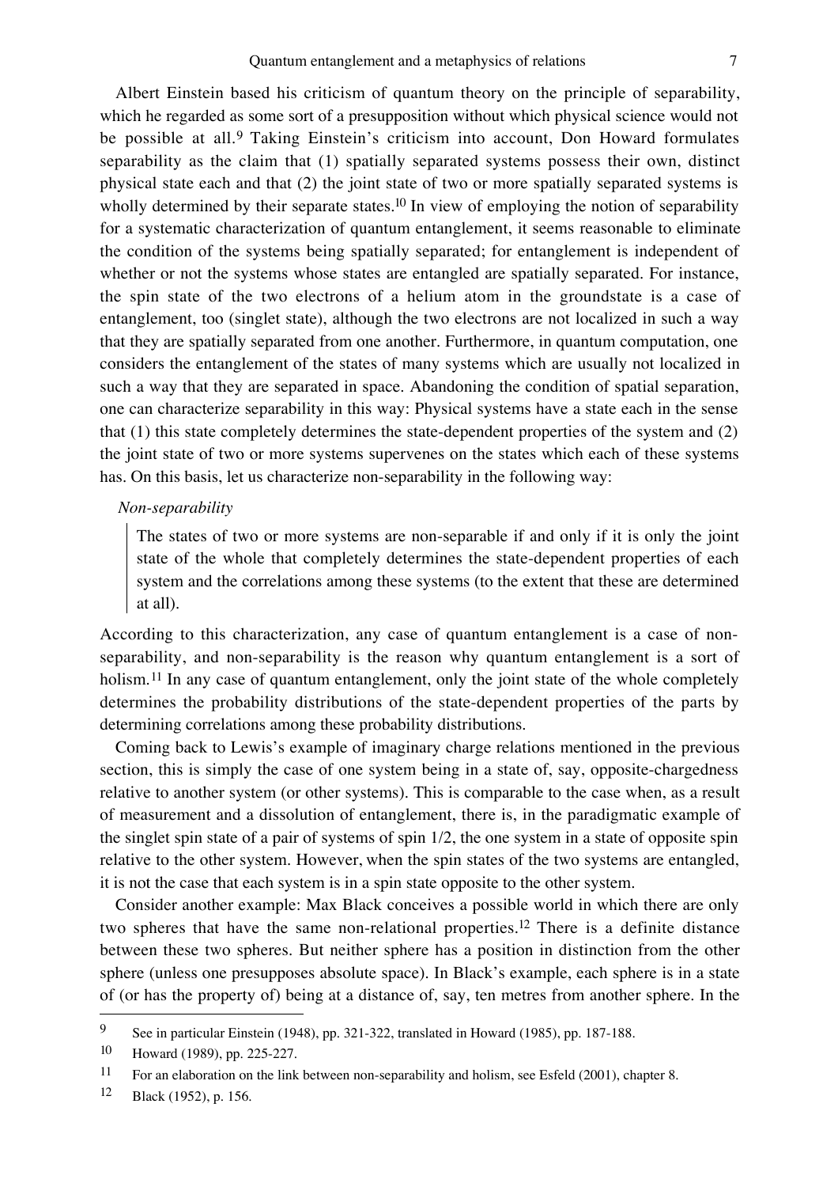Albert Einstein based his criticism of quantum theory on the principle of separability, which he regarded as some sort of a presupposition without which physical science would not be possible at all.[9] Taking Einstein's criticism into account, Don Howard formulates separability as the claim that (1) spatially separated systems possess their own, distinct physical state each and that (2) the joint state of two or more spatially separated systems is wholly determined by their separate states.[10] In view of employing the notion of separability for a systematic characterization of quantum entanglement, it seems reasonable to eliminate the condition of the systems being spatially separated; for entanglement is independent of whether or not the systems whose states are entangled are spatially separated. For instance, the spin state of the two electrons of a helium atom in the groundstate is a case of entanglement, too (singlet state), although the two electrons are not localized in such a way that they are spatially separated from one another. Furthermore, in quantum computation, one considers the entanglement of the states of many systems which are usually not localized in such a way that they are separated in space. Abandoning the condition of spatial separation, one can characterize separability in this way: Physical systems have a state each in the sense that (1) this state completely determines the state-dependent properties of the system and (2) the joint state of two or more systems supervenes on the states which each of these systems has. On this basis, let us characterize non-separability in the following way:

*Non-separability*

> The states of two or more systems are non-separable if and only if it is only the joint state of the whole that completely determines the state-dependent properties of each system and the correlations among these systems (to the extent that these are determined at all).

According to this characterization, any case of quantum entanglement is a case of non-separability, and non-separability is the reason why quantum entanglement is a sort of holism.[11] In any case of quantum entanglement, only the joint state of the whole completely determines the probability distributions of the state-dependent properties of the parts by determining correlations among these probability distributions.

Coming back to Lewis's example of imaginary charge relations mentioned in the previous section, this is simply the case of one system being in a state of, say, opposite-chargedness relative to another system (or other systems). This is comparable to the case when, as a result of measurement and a dissolution of entanglement, there is, in the paradigmatic example of the singlet spin state of a pair of systems of spin 1/2, the one system in a state of opposite spin relative to the other system. However, when the spin states of the two systems are entangled, it is not the case that each system is in a spin state opposite to the other system.

Consider another example: Max Black conceives a possible world in which there are only two spheres that have the same non-relational properties.[12] There is a definite distance between these two spheres. But neither sphere has a position in distinction from the other sphere (unless one presupposes absolute space). In Black's example, each sphere is in a state of (or has the property of) being at a distance of, say, ten metres from another sphere. In the

---

[9] See in particular Einstein (1948), pp. 321-322, translated in Howard (1985), pp. 187-188.

[10] Howard (1989), pp. 225-227.

[11] For an elaboration on the link between non-separability and holism, see Esfeld (2001), chapter 8.

[12] Black (1952), p. 156.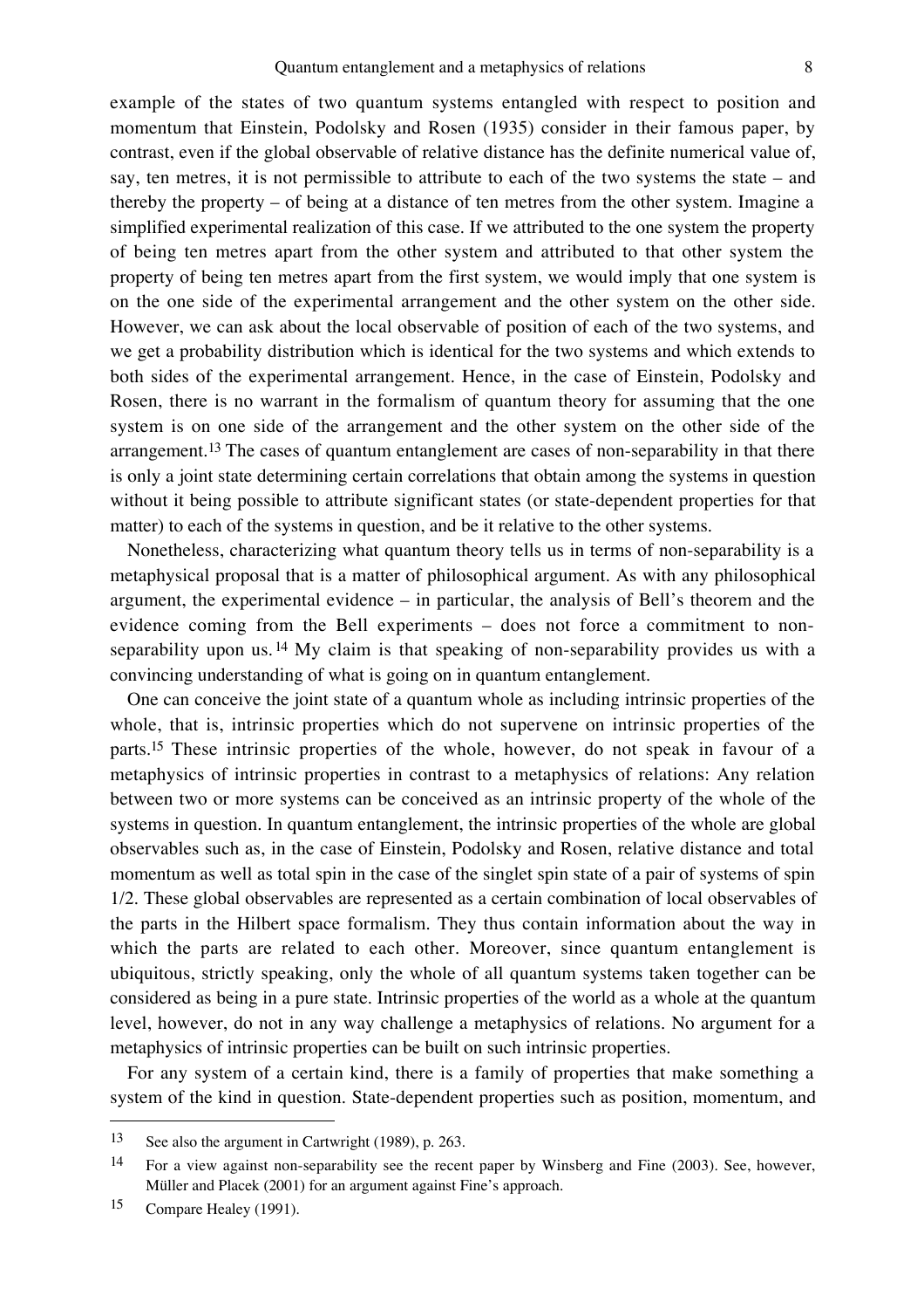example of the states of two quantum systems entangled with respect to position and momentum that Einstein, Podolsky and Rosen (1935) consider in their famous paper, by contrast, even if the global observable of relative distance has the definite numerical value of, say, ten metres, it is not permissible to attribute to each of the two systems the state – and thereby the property – of being at a distance of ten metres from the other system. Imagine a simplified experimental realization of this case. If we attributed to the one system the property of being ten metres apart from the other system and attributed to that other system the property of being ten metres apart from the first system, we would imply that one system is on the one side of the experimental arrangement and the other system on the other side. However, we can ask about the local observable of position of each of the two systems, and we get a probability distribution which is identical for the two systems and which extends to both sides of the experimental arrangement. Hence, in the case of Einstein, Podolsky and Rosen, there is no warrant in the formalism of quantum theory for assuming that the one system is on one side of the arrangement and the other system on the other side of the arrangement.[13] The cases of quantum entanglement are cases of non-separability in that there is only a joint state determining certain correlations that obtain among the systems in question without it being possible to attribute significant states (or state-dependent properties for that matter) to each of the systems in question, and be it relative to the other systems.

Nonetheless, characterizing what quantum theory tells us in terms of non-separability is a metaphysical proposal that is a matter of philosophical argument. As with any philosophical argument, the experimental evidence – in particular, the analysis of Bell's theorem and the evidence coming from the Bell experiments – does not force a commitment to non-separability upon us.[14] My claim is that speaking of non-separability provides us with a convincing understanding of what is going on in quantum entanglement.

One can conceive the joint state of a quantum whole as including intrinsic properties of the whole, that is, intrinsic properties which do not supervene on intrinsic properties of the parts.[15] These intrinsic properties of the whole, however, do not speak in favour of a metaphysics of intrinsic properties in contrast to a metaphysics of relations: Any relation between two or more systems can be conceived as an intrinsic property of the whole of the systems in question. In quantum entanglement, the intrinsic properties of the whole are global observables such as, in the case of Einstein, Podolsky and Rosen, relative distance and total momentum as well as total spin in the case of the singlet spin state of a pair of systems of spin 1/2. These global observables are represented as a certain combination of local observables of the parts in the Hilbert space formalism. They thus contain information about the way in which the parts are related to each other. Moreover, since quantum entanglement is ubiquitous, strictly speaking, only the whole of all quantum systems taken together can be considered as being in a pure state. Intrinsic properties of the world as a whole at the quantum level, however, do not in any way challenge a metaphysics of relations. No argument for a metaphysics of intrinsic properties can be built on such intrinsic properties.

For any system of a certain kind, there is a family of properties that make something a system of the kind in question. State-dependent properties such as position, momentum, and

---

[13] See also the argument in Cartwright (1989), p. 263.

[14] For a view against non-separability see the recent paper by Winsberg and Fine (2003). See, however, Müller and Placek (2001) for an argument against Fine's approach.

[15] Compare Healey (1991).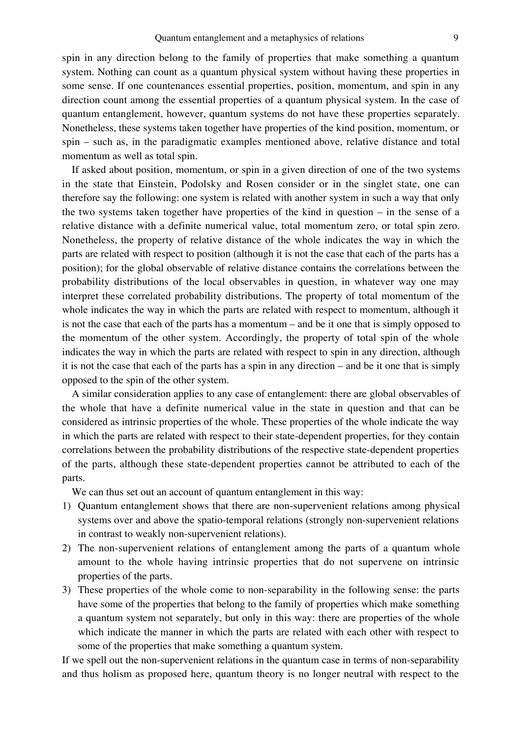spin in any direction belong to the family of properties that make something a quantum system. Nothing can count as a quantum physical system without having these properties in some sense. If one countenances essential properties, position, momentum, and spin in any direction count among the essential properties of a quantum physical system. In the case of quantum entanglement, however, quantum systems do not have these properties separately. Nonetheless, these systems taken together have properties of the kind position, momentum, or spin – such as, in the paradigmatic examples mentioned above, relative distance and total momentum as well as total spin.

If asked about position, momentum, or spin in a given direction of one of the two systems in the state that Einstein, Podolsky and Rosen consider or in the singlet state, one can therefore say the following: one system is related with another system in such a way that only the two systems taken together have properties of the kind in question – in the sense of a relative distance with a definite numerical value, total momentum zero, or total spin zero. Nonetheless, the property of relative distance of the whole indicates the way in which the parts are related with respect to position (although it is not the case that each of the parts has a position); for the global observable of relative distance contains the correlations between the probability distributions of the local observables in question, in whatever way one may interpret these correlated probability distributions. The property of total momentum of the whole indicates the way in which the parts are related with respect to momentum, although it is not the case that each of the parts has a momentum – and be it one that is simply opposed to the momentum of the other system. Accordingly, the property of total spin of the whole indicates the way in which the parts are related with respect to spin in any direction, although it is not the case that each of the parts has a spin in any direction – and be it one that is simply opposed to the spin of the other system.

A similar consideration applies to any case of entanglement: there are global observables of the whole that have a definite numerical value in the state in question and that can be considered as intrinsic properties of the whole. These properties of the whole indicate the way in which the parts are related with respect to their state-dependent properties, for they contain correlations between the probability distributions of the respective state-dependent properties of the parts, although these state-dependent properties cannot be attributed to each of the parts.

We can thus set out an account of quantum entanglement in this way:

1) Quantum entanglement shows that there are non-supervenient relations among physical systems over and above the spatio-temporal relations (strongly non-supervenient relations in contrast to weakly non-supervenient relations).
2) The non-supervenient relations of entanglement among the parts of a quantum whole amount to the whole having intrinsic properties that do not supervene on intrinsic properties of the parts.
3) These properties of the whole come to non-separability in the following sense: the parts have some of the properties that belong to the family of properties which make something a quantum system not separately, but only in this way: there are properties of the whole which indicate the manner in which the parts are related with each other with respect to some of the properties that make something a quantum system.

If we spell out the non-supervenient relations in the quantum case in terms of non-separability and thus holism as proposed here, quantum theory is no longer neutral with respect to the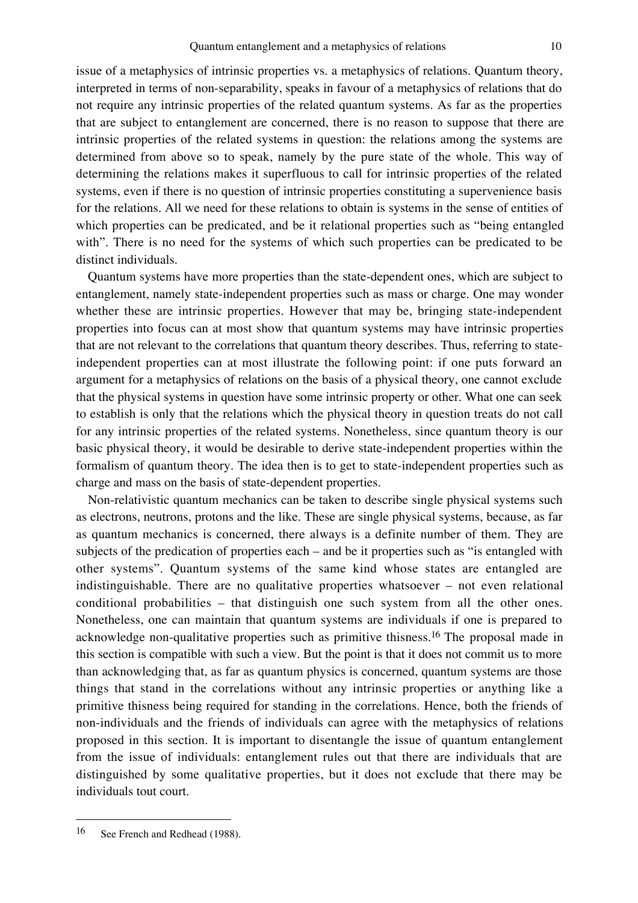issue of a metaphysics of intrinsic properties vs. a metaphysics of relations. Quantum theory, interpreted in terms of non-separability, speaks in favour of a metaphysics of relations that do not require any intrinsic properties of the related quantum systems. As far as the properties that are subject to entanglement are concerned, there is no reason to suppose that there are intrinsic properties of the related systems in question: the relations among the systems are determined from above so to speak, namely by the pure state of the whole. This way of determining the relations makes it superfluous to call for intrinsic properties of the related systems, even if there is no question of intrinsic properties constituting a supervenience basis for the relations. All we need for these relations to obtain is systems in the sense of entities of which properties can be predicated, and be it relational properties such as "being entangled with". There is no need for the systems of which such properties can be predicated to be distinct individuals.

Quantum systems have more properties than the state-dependent ones, which are subject to entanglement, namely state-independent properties such as mass or charge. One may wonder whether these are intrinsic properties. However that may be, bringing state-independent properties into focus can at most show that quantum systems may have intrinsic properties that are not relevant to the correlations that quantum theory describes. Thus, referring to state-independent properties can at most illustrate the following point: if one puts forward an argument for a metaphysics of relations on the basis of a physical theory, one cannot exclude that the physical systems in question have some intrinsic property or other. What one can seek to establish is only that the relations which the physical theory in question treats do not call for any intrinsic properties of the related systems. Nonetheless, since quantum theory is our basic physical theory, it would be desirable to derive state-independent properties within the formalism of quantum theory. The idea then is to get to state-independent properties such as charge and mass on the basis of state-dependent properties.

Non-relativistic quantum mechanics can be taken to describe single physical systems such as electrons, neutrons, protons and the like. These are single physical systems, because, as far as quantum mechanics is concerned, there always is a definite number of them. They are subjects of the predication of properties each – and be it properties such as "is entangled with other systems". Quantum systems of the same kind whose states are entangled are indistinguishable. There are no qualitative properties whatsoever – not even relational conditional probabilities – that distinguish one such system from all the other ones. Nonetheless, one can maintain that quantum systems are individuals if one is prepared to acknowledge non-qualitative properties such as primitive thisness.[16] The proposal made in this section is compatible with such a view. But the point is that it does not commit us to more than acknowledging that, as far as quantum physics is concerned, quantum systems are those things that stand in the correlations without any intrinsic properties or anything like a primitive thisness being required for standing in the correlations. Hence, both the friends of non-individuals and the friends of individuals can agree with the metaphysics of relations proposed in this section. It is important to disentangle the issue of quantum entanglement from the issue of individuals: entanglement rules out that there are individuals that are distinguished by some qualitative properties, but it does not exclude that there may be individuals tout court.

---

[16] See French and Redhead (1988).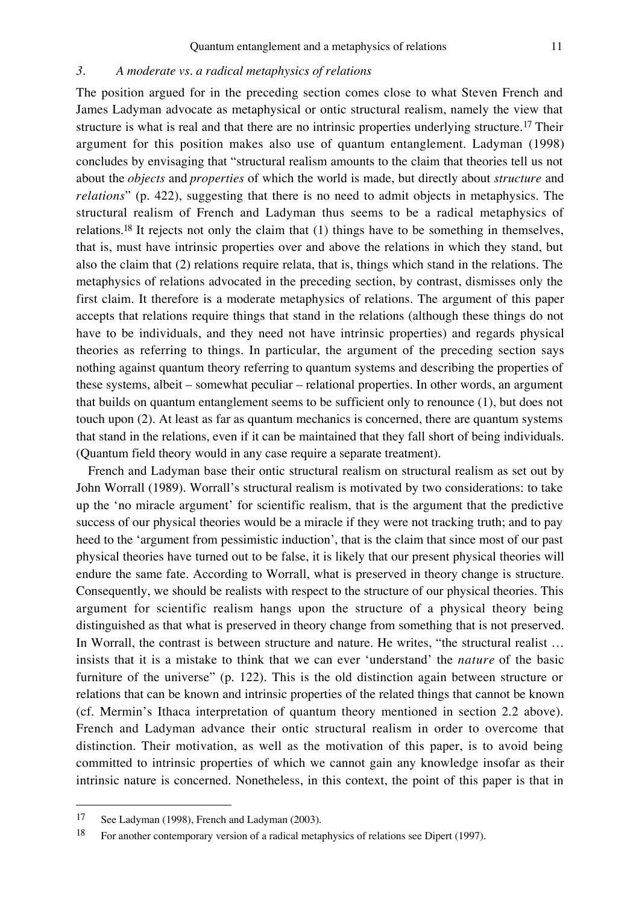### 3. A moderate vs. a radical metaphysics of relations

The position argued for in the preceding section comes close to what Steven French and James Ladyman advocate as metaphysical or ontic structural realism, namely the view that structure is what is real and that there are no intrinsic properties underlying structure.[17] Their argument for this position makes also use of quantum entanglement. Ladyman (1998) concludes by envisaging that "structural realism amounts to the claim that theories tell us not about the *objects* and *properties* of which the world is made, but directly about *structure* and *relations*" (p. 422), suggesting that there is no need to admit objects in metaphysics. The structural realism of French and Ladyman thus seems to be a radical metaphysics of relations.[18] It rejects not only the claim that (1) things have to be something in themselves, that is, must have intrinsic properties over and above the relations in which they stand, but also the claim that (2) relations require relata, that is, things which stand in the relations. The metaphysics of relations advocated in the preceding section, by contrast, dismisses only the first claim. It therefore is a moderate metaphysics of relations. The argument of this paper accepts that relations require things that stand in the relations (although these things do not have to be individuals, and they need not have intrinsic properties) and regards physical theories as referring to things. In particular, the argument of the preceding section says nothing against quantum theory referring to quantum systems and describing the properties of these systems, albeit – somewhat peculiar – relational properties. In other words, an argument that builds on quantum entanglement seems to be sufficient only to renounce (1), but does not touch upon (2). At least as far as quantum mechanics is concerned, there are quantum systems that stand in the relations, even if it can be maintained that they fall short of being individuals. (Quantum field theory would in any case require a separate treatment).

French and Ladyman base their ontic structural realism on structural realism as set out by John Worrall (1989). Worrall's structural realism is motivated by two considerations: to take up the 'no miracle argument' for scientific realism, that is the argument that the predictive success of our physical theories would be a miracle if they were not tracking truth; and to pay heed to the 'argument from pessimistic induction', that is the claim that since most of our past physical theories have turned out to be false, it is likely that our present physical theories will endure the same fate. According to Worrall, what is preserved in theory change is structure. Consequently, we should be realists with respect to the structure of our physical theories. This argument for scientific realism hangs upon the structure of a physical theory being distinguished as that what is preserved in theory change from something that is not preserved. In Worrall, the contrast is between structure and nature. He writes, "the structural realist … insists that it is a mistake to think that we can ever 'understand' the *nature* of the basic furniture of the universe" (p. 122). This is the old distinction again between structure or relations that can be known and intrinsic properties of the related things that cannot be known (cf. Mermin's Ithaca interpretation of quantum theory mentioned in section 2.2 above). French and Ladyman advance their ontic structural realism in order to overcome that distinction. Their motivation, as well as the motivation of this paper, is to avoid being committed to intrinsic properties of which we cannot gain any knowledge insofar as their intrinsic nature is concerned. Nonetheless, in this context, the point of this paper is that in

---

[17] See Ladyman (1998), French and Ladyman (2003).

[18] For another contemporary version of a radical metaphysics of relations see Dipert (1997).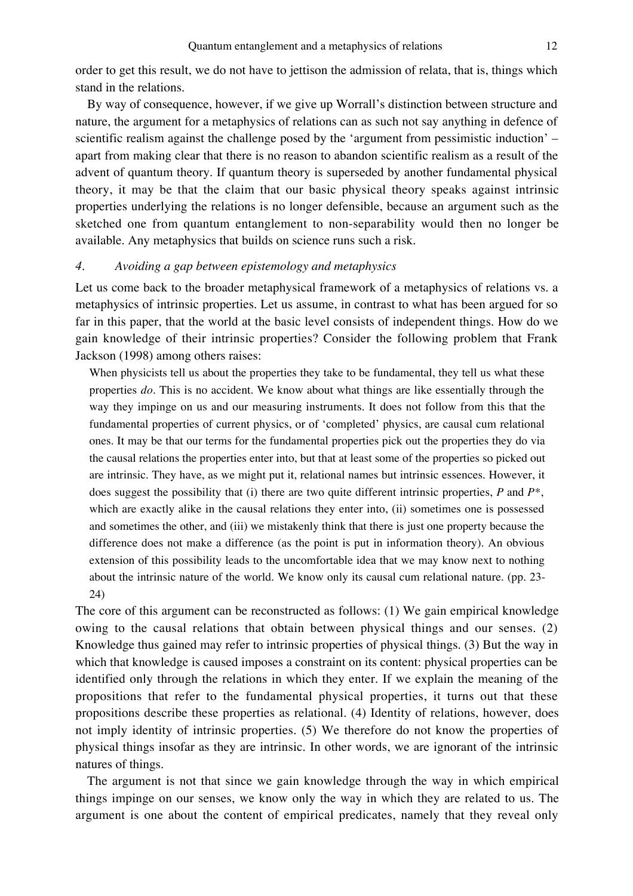order to get this result, we do not have to jettison the admission of relata, that is, things which stand in the relations.

By way of consequence, however, if we give up Worrall's distinction between structure and nature, the argument for a metaphysics of relations can as such not say anything in defence of scientific realism against the challenge posed by the 'argument from pessimistic induction' – apart from making clear that there is no reason to abandon scientific realism as a result of the advent of quantum theory. If quantum theory is superseded by another fundamental physical theory, it may be that the claim that our basic physical theory speaks against intrinsic properties underlying the relations is no longer defensible, because an argument such as the sketched one from quantum entanglement to non-separability would then no longer be available. Any metaphysics that builds on science runs such a risk.

### *4. Avoiding a gap between epistemology and metaphysics*

Let us come back to the broader metaphysical framework of a metaphysics of relations vs. a metaphysics of intrinsic properties. Let us assume, in contrast to what has been argued for so far in this paper, that the world at the basic level consists of independent things. How do we gain knowledge of their intrinsic properties? Consider the following problem that Frank Jackson (1998) among others raises:

> When physicists tell us about the properties they take to be fundamental, they tell us what these properties *do*. This is no accident. We know about what things are like essentially through the way they impinge on us and our measuring instruments. It does not follow from this that the fundamental properties of current physics, or of 'completed' physics, are causal cum relational ones. It may be that our terms for the fundamental properties pick out the properties they do via the causal relations the properties enter into, but that at least some of the properties so picked out are intrinsic. They have, as we might put it, relational names but intrinsic essences. However, it does suggest the possibility that (i) there are two quite different intrinsic properties, *P* and *P*\*, which are exactly alike in the causal relations they enter into, (ii) sometimes one is possessed and sometimes the other, and (iii) we mistakenly think that there is just one property because the difference does not make a difference (as the point is put in information theory). An obvious extension of this possibility leads to the uncomfortable idea that we may know next to nothing about the intrinsic nature of the world. We know only its causal cum relational nature. (pp. 23-24)

The core of this argument can be reconstructed as follows: (1) We gain empirical knowledge owing to the causal relations that obtain between physical things and our senses. (2) Knowledge thus gained may refer to intrinsic properties of physical things. (3) But the way in which that knowledge is caused imposes a constraint on its content: physical properties can be identified only through the relations in which they enter. If we explain the meaning of the propositions that refer to the fundamental physical properties, it turns out that these propositions describe these properties as relational. (4) Identity of relations, however, does not imply identity of intrinsic properties. (5) We therefore do not know the properties of physical things insofar as they are intrinsic. In other words, we are ignorant of the intrinsic natures of things.

The argument is not that since we gain knowledge through the way in which empirical things impinge on our senses, we know only the way in which they are related to us. The argument is one about the content of empirical predicates, namely that they reveal only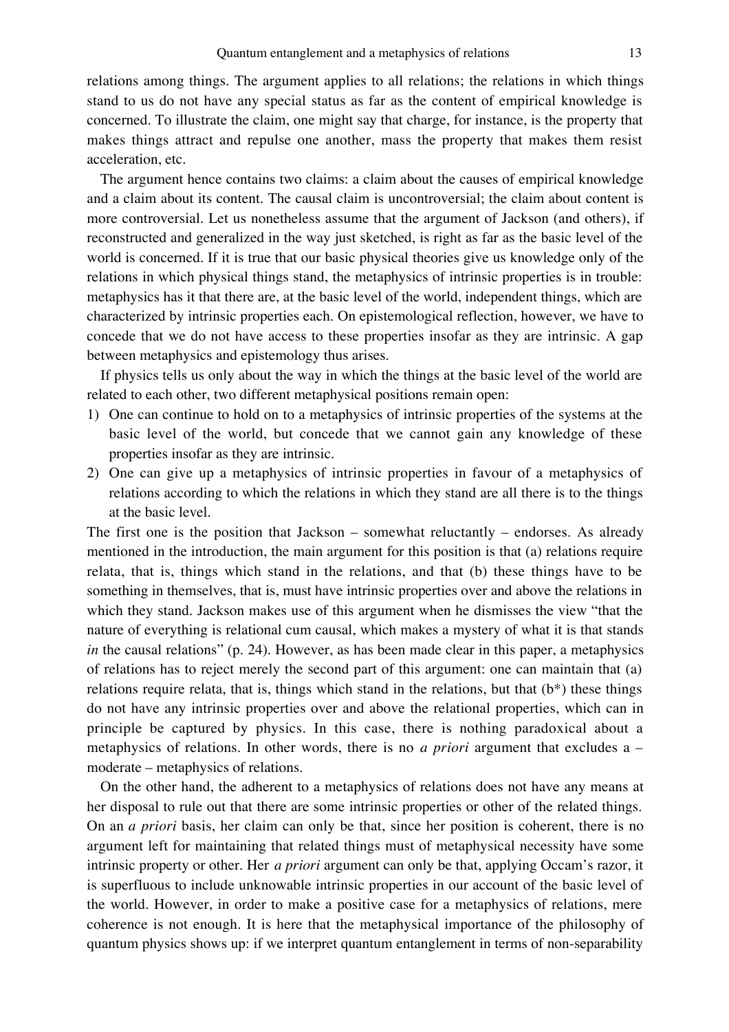relations among things. The argument applies to all relations; the relations in which things stand to us do not have any special status as far as the content of empirical knowledge is concerned. To illustrate the claim, one might say that charge, for instance, is the property that makes things attract and repulse one another, mass the property that makes them resist acceleration, etc.

The argument hence contains two claims: a claim about the causes of empirical knowledge and a claim about its content. The causal claim is uncontroversial; the claim about content is more controversial. Let us nonetheless assume that the argument of Jackson (and others), if reconstructed and generalized in the way just sketched, is right as far as the basic level of the world is concerned. If it is true that our basic physical theories give us knowledge only of the relations in which physical things stand, the metaphysics of intrinsic properties is in trouble: metaphysics has it that there are, at the basic level of the world, independent things, which are characterized by intrinsic properties each. On epistemological reflection, however, we have to concede that we do not have access to these properties insofar as they are intrinsic. A gap between metaphysics and epistemology thus arises.

If physics tells us only about the way in which the things at the basic level of the world are related to each other, two different metaphysical positions remain open:

1) One can continue to hold on to a metaphysics of intrinsic properties of the systems at the basic level of the world, but concede that we cannot gain any knowledge of these properties insofar as they are intrinsic.
2) One can give up a metaphysics of intrinsic properties in favour of a metaphysics of relations according to which the relations in which they stand are all there is to the things at the basic level.

The first one is the position that Jackson – somewhat reluctantly – endorses. As already mentioned in the introduction, the main argument for this position is that (a) relations require relata, that is, things which stand in the relations, and that (b) these things have to be something in themselves, that is, must have intrinsic properties over and above the relations in which they stand. Jackson makes use of this argument when he dismisses the view "that the nature of everything is relational cum causal, which makes a mystery of what it is that stands *in* the causal relations" (p. 24). However, as has been made clear in this paper, a metaphysics of relations has to reject merely the second part of this argument: one can maintain that (a) relations require relata, that is, things which stand in the relations, but that (b*) these things do not have any intrinsic properties over and above the relational properties, which can in principle be captured by physics. In this case, there is nothing paradoxical about a metaphysics of relations. In other words, there is no *a priori* argument that excludes a – moderate – metaphysics of relations.

On the other hand, the adherent to a metaphysics of relations does not have any means at her disposal to rule out that there are some intrinsic properties or other of the related things. On an *a priori* basis, her claim can only be that, since her position is coherent, there is no argument left for maintaining that related things must of metaphysical necessity have some intrinsic property or other. Her *a priori* argument can only be that, applying Occam's razor, it is superfluous to include unknowable intrinsic properties in our account of the basic level of the world. However, in order to make a positive case for a metaphysics of relations, mere coherence is not enough. It is here that the metaphysical importance of the philosophy of quantum physics shows up: if we interpret quantum entanglement in terms of non-separability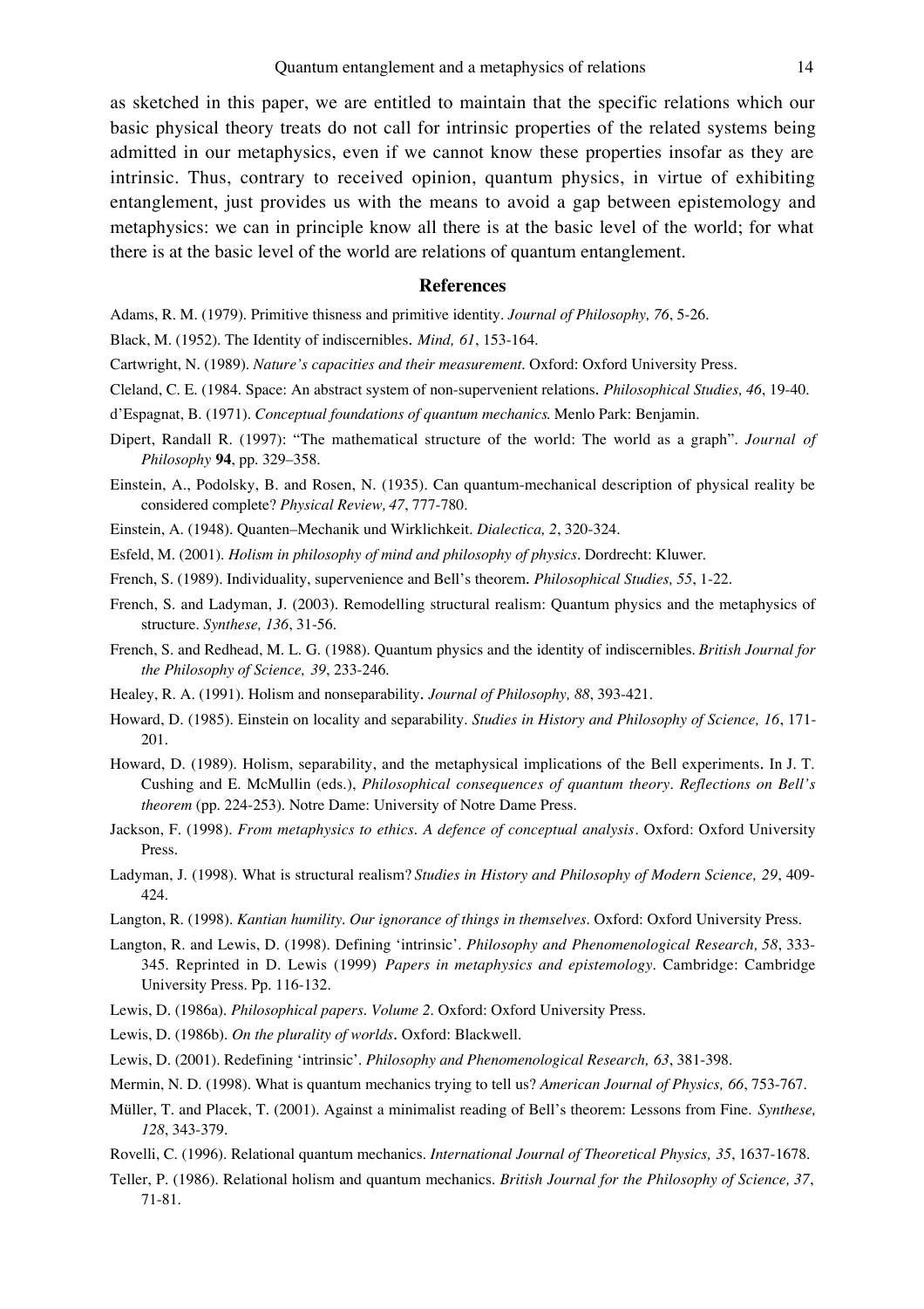as sketched in this paper, we are entitled to maintain that the specific relations which our basic physical theory treats do not call for intrinsic properties of the related systems being admitted in our metaphysics, even if we cannot know these properties insofar as they are intrinsic. Thus, contrary to received opinion, quantum physics, in virtue of exhibiting entanglement, just provides us with the means to avoid a gap between epistemology and metaphysics: we can in principle know all there is at the basic level of the world; for what there is at the basic level of the world are relations of quantum entanglement.

## References

Adams, R. M. (1979). Primitive thisness and primitive identity. *Journal of Philosophy, 76*, 5-26.

Black, M. (1952). The Identity of indiscernibles. *Mind, 61*, 153-164.

Cartwright, N. (1989). *Nature's capacities and their measurement*. Oxford: Oxford University Press.

Cleland, C. E. (1984. Space: An abstract system of non-supervenient relations. *Philosophical Studies, 46*, 19-40.

d'Espagnat, B. (1971). *Conceptual foundations of quantum mechanics*. Menlo Park: Benjamin.

Dipert, Randall R. (1997): "The mathematical structure of the world: The world as a graph". *Journal of Philosophy* **94**, pp. 329–358.

Einstein, A., Podolsky, B. and Rosen, N. (1935). Can quantum-mechanical description of physical reality be considered complete? *Physical Review, 47*, 777-780.

Einstein, A. (1948). Quanten–Mechanik und Wirklichkeit. *Dialectica, 2*, 320-324.

Esfeld, M. (2001). *Holism in philosophy of mind and philosophy of physics*. Dordrecht: Kluwer.

French, S. (1989). Individuality, supervenience and Bell's theorem. *Philosophical Studies, 55*, 1-22.

French, S. and Ladyman, J. (2003). Remodelling structural realism: Quantum physics and the metaphysics of structure. *Synthese, 136*, 31-56.

French, S. and Redhead, M. L. G. (1988). Quantum physics and the identity of indiscernibles. *British Journal for the Philosophy of Science, 39*, 233-246.

Healey, R. A. (1991). Holism and nonseparability. *Journal of Philosophy, 88*, 393-421.

Howard, D. (1985). Einstein on locality and separability. *Studies in History and Philosophy of Science, 16*, 171-201.

Howard, D. (1989). Holism, separability, and the metaphysical implications of the Bell experiments. In J. T. Cushing and E. McMullin (eds.), *Philosophical consequences of quantum theory. Reflections on Bell's theorem* (pp. 224-253). Notre Dame: University of Notre Dame Press.

Jackson, F. (1998). *From metaphysics to ethics. A defence of conceptual analysis*. Oxford: Oxford University Press.

Ladyman, J. (1998). What is structural realism? *Studies in History and Philosophy of Modern Science, 29*, 409-424.

Langton, R. (1998). *Kantian humility. Our ignorance of things in themselves*. Oxford: Oxford University Press.

Langton, R. and Lewis, D. (1998). Defining 'intrinsic'. *Philosophy and Phenomenological Research, 58*, 333-345. Reprinted in D. Lewis (1999) *Papers in metaphysics and epistemology*. Cambridge: Cambridge University Press. Pp. 116-132.

Lewis, D. (1986a). *Philosophical papers. Volume 2*. Oxford: Oxford University Press.

Lewis, D. (1986b). *On the plurality of worlds*. Oxford: Blackwell.

Lewis, D. (2001). Redefining 'intrinsic'. *Philosophy and Phenomenological Research, 63*, 381-398.

Mermin, N. D. (1998). What is quantum mechanics trying to tell us? *American Journal of Physics, 66*, 753-767.

Müller, T. and Placek, T. (2001). Against a minimalist reading of Bell's theorem: Lessons from Fine. *Synthese, 128*, 343-379.

Rovelli, C. (1996). Relational quantum mechanics. *International Journal of Theoretical Physics, 35*, 1637-1678.

Teller, P. (1986). Relational holism and quantum mechanics. *British Journal for the Philosophy of Science, 37*, 71-81.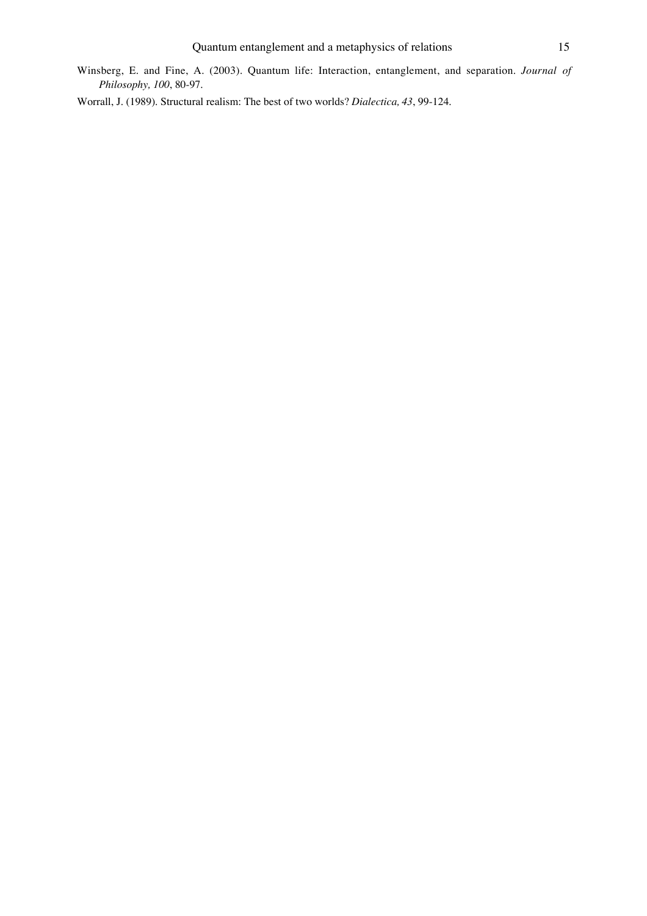Winsberg, E. and Fine, A. (2003). Quantum life: Interaction, entanglement, and separation. *Journal of Philosophy, 100*, 80-97.

Worrall, J. (1989). Structural realism: The best of two worlds? *Dialectica, 43*, 99-124.